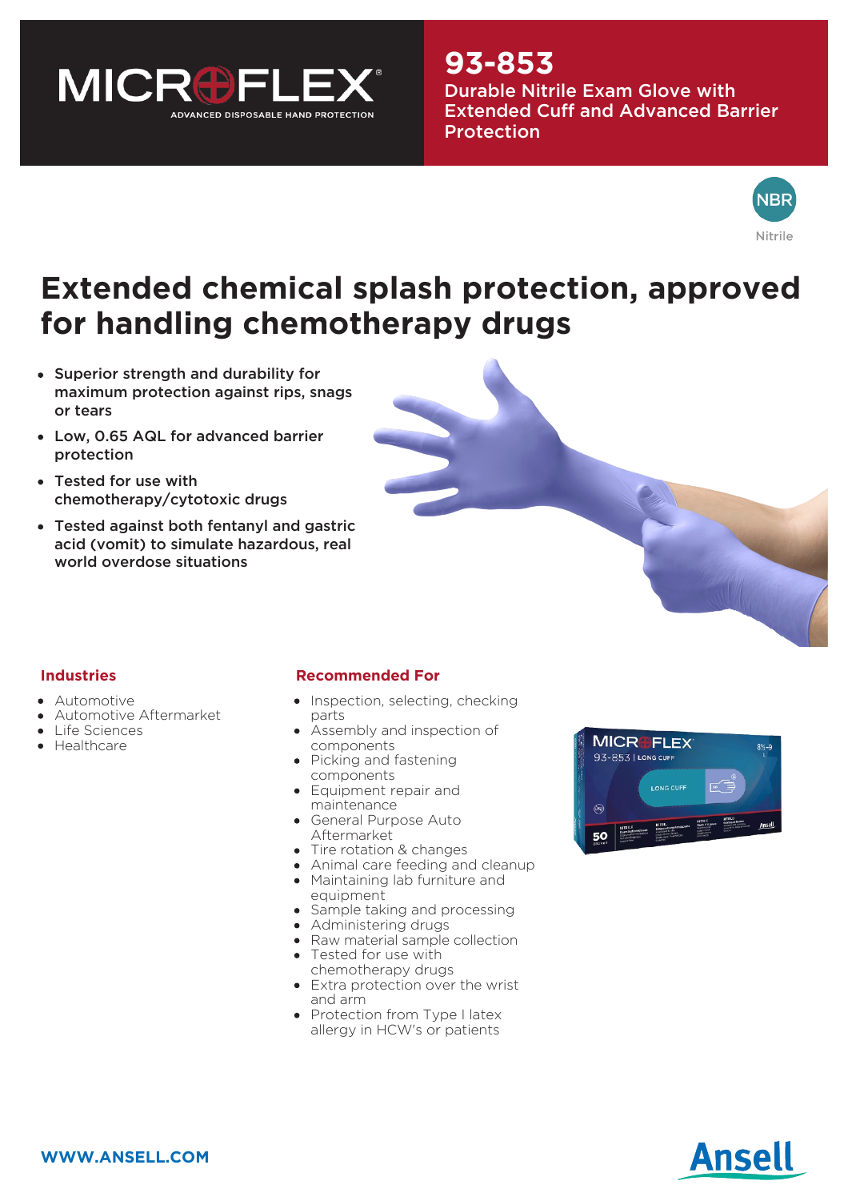MICROFLEX®

ADVANCED DISPOSABLE HAND PROTECTION

# 93-853

## Durable Nitrile Exam Glove with Extended Cuff and Advanced Barrier Protection

NBR
Nitrile

# Extended chemical splash protection, approved for handling chemotherapy drugs

- Superior strength and durability for maximum protection against rips, snags or tears
- Low, 0.65 AQL for advanced barrier protection
- Tested for use with chemotherapy/cytotoxic drugs
- Tested against both fentanyl and gastric acid (vomit) to simulate hazardous, real world overdose situations

### Industries

- Automotive
- Automotive Aftermarket
- Life Sciences
- Healthcare

### Recommended For

- Inspection, selecting, checking parts
- Assembly and inspection of components
- Picking and fastening components
- Equipment repair and maintenance
- General Purpose Auto Aftermarket
- Tire rotation & changes
- Animal care feeding and cleanup
- Maintaining lab furniture and equipment
- Sample taking and processing
- Administering drugs
- Raw material sample collection
- Tested for use with chemotherapy drugs
- Extra protection over the wrist and arm
- Protection from Type I latex allergy in HCW's or patients

WWW.ANSELL.COM

Ansell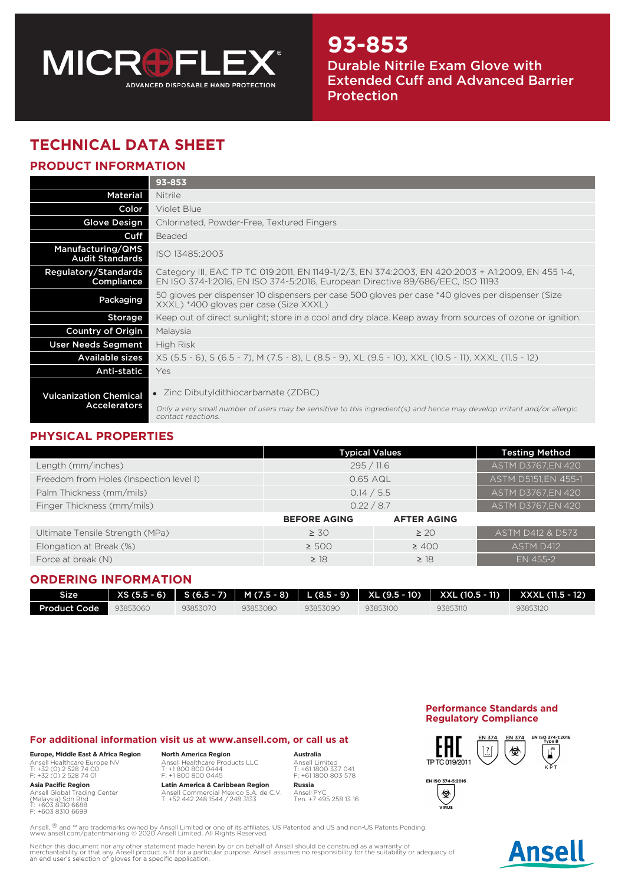MICROFLEX®
ADVANCED DISPOSABLE HAND PROTECTION

# 93-853

Durable Nitrile Exam Glove with Extended Cuff and Advanced Barrier Protection

# TECHNICAL DATA SHEET

## PRODUCT INFORMATION

| | 93-853 |
|---|---|
| Material | Nitrile |
| Color | Violet Blue |
| Glove Design | Chlorinated, Powder-Free, Textured Fingers |
| Cuff | Beaded |
| Manufacturing/QMS Audit Standards | ISO 13485:2003 |
| Regulatory/Standards Compliance | Category III, EAC TP TC 019:2011, EN 1149-1/2/3, EN 374:2003, EN 420:2003 + A1:2009, EN 455 1-4, EN ISO 374-1:2016, EN ISO 374-5:2016, European Directive 89/686/EEC, ISO 11193 |
| Packaging | 50 gloves per dispenser 10 dispensers per case 500 gloves per case *40 gloves per dispenser (Size XXXL) *400 gloves per case (Size XXXL) |
| Storage | Keep out of direct sunlight; store in a cool and dry place. Keep away from sources of ozone or ignition. |
| Country of Origin | Malaysia |
| User Needs Segment | High Risk |
| Available sizes | XS (5.5 - 6), S (6.5 - 7), M (7.5 - 8), L (8.5 - 9), XL (9.5 - 10), XXL (10.5 - 11), XXXL (11.5 - 12) |
| Anti-static | Yes |
| Vulcanization Chemical Accelerators | • Zinc Dibutyldithiocarbamate (ZDBC) *Only a very small number of users may be sensitive to this ingredient(s) and hence may develop irritant and/or allergic contact reactions.* |

## PHYSICAL PROPERTIES

| | Typical Values | | Testing Method |
|---|---|---|---|
| Length (mm/inches) | 295 / 11.6 | | ASTM D3767,EN 420 |
| Freedom from Holes (Inspection level I) | 0.65 AQL | | ASTM D5151,EN 455-1 |
| Palm Thickness (mm/mils) | 0.14 / 5.5 | | ASTM D3767,EN 420 |
| Finger Thickness (mm/mils) | 0.22 / 8.7 | | ASTM D3767,EN 420 |
| | **BEFORE AGING** | **AFTER AGING** | |
| Ultimate Tensile Strength (MPa) | ≥ 30 | ≥ 20 | ASTM D412 & D573 |
| Elongation at Break (%) | ≥ 500 | ≥ 400 | ASTM D412 |
| Force at break (N) | ≥ 18 | ≥ 18 | EN 455-2 |

## ORDERING INFORMATION

| Size | XS (5.5 - 6) | S (6.5 - 7) | M (7.5 - 8) | L (8.5 - 9) | XL (9.5 - 10) | XXL (10.5 - 11) | XXXL (11.5 - 12) |
|---|---|---|---|---|---|---|---|
| Product Code | 93853060 | 93853070 | 93853080 | 93853090 | 93853100 | 93853110 | 93853120 |

**For additional information visit us at www.ansell.com, or call us at**

**Europe, Middle East & Africa Region**
Ansell Healthcare Europe NV
T: +32 (0) 2 528 74 00
F: +32 (0) 2 528 74 01

**Asia Pacific Region**
Ansell Global Trading Center
(Malaysia) Sdn Bhd
T: +603 8310 6688
F: +603 8310 6699

**North America Region**
Ansell Healthcare Products LLC
T: +1 800 800 0444
F: +1 800 800 0445

**Latin America & Caribbean Region**
Ansell Commercial Mexico S.A. de C.V.
T: +52 442 248 1544 / 248 3133

**Australia**
Ansell Limited
T: +61 1800 337 041
F: +61 1800 803 578

**Russia**
Ansell PYC
Тел. +7 495 258 13 16

**Performance Standards and Regulatory Compliance**

EAC TP TC 019/2011
EN 374
EN 374
EN ISO 374-1:2016 Type B KPT
EN ISO 374-5:2016 VIRUS

Ansell, ® and ™ are trademarks owned by Ansell Limited or one of its affiliates. US Patented and US and non-US Patents Pending: www.ansell.com/patentmarking © 2020 Ansell Limited. All Rights Reserved.

Neither this document nor any other statement made herein by or on behalf of Ansell should be construed as a warranty of merchantability or that any Ansell product is fit for a particular purpose. Ansell assumes no responsibility for the suitability or adequacy of an end user's selection of gloves for a specific application.

Ansell